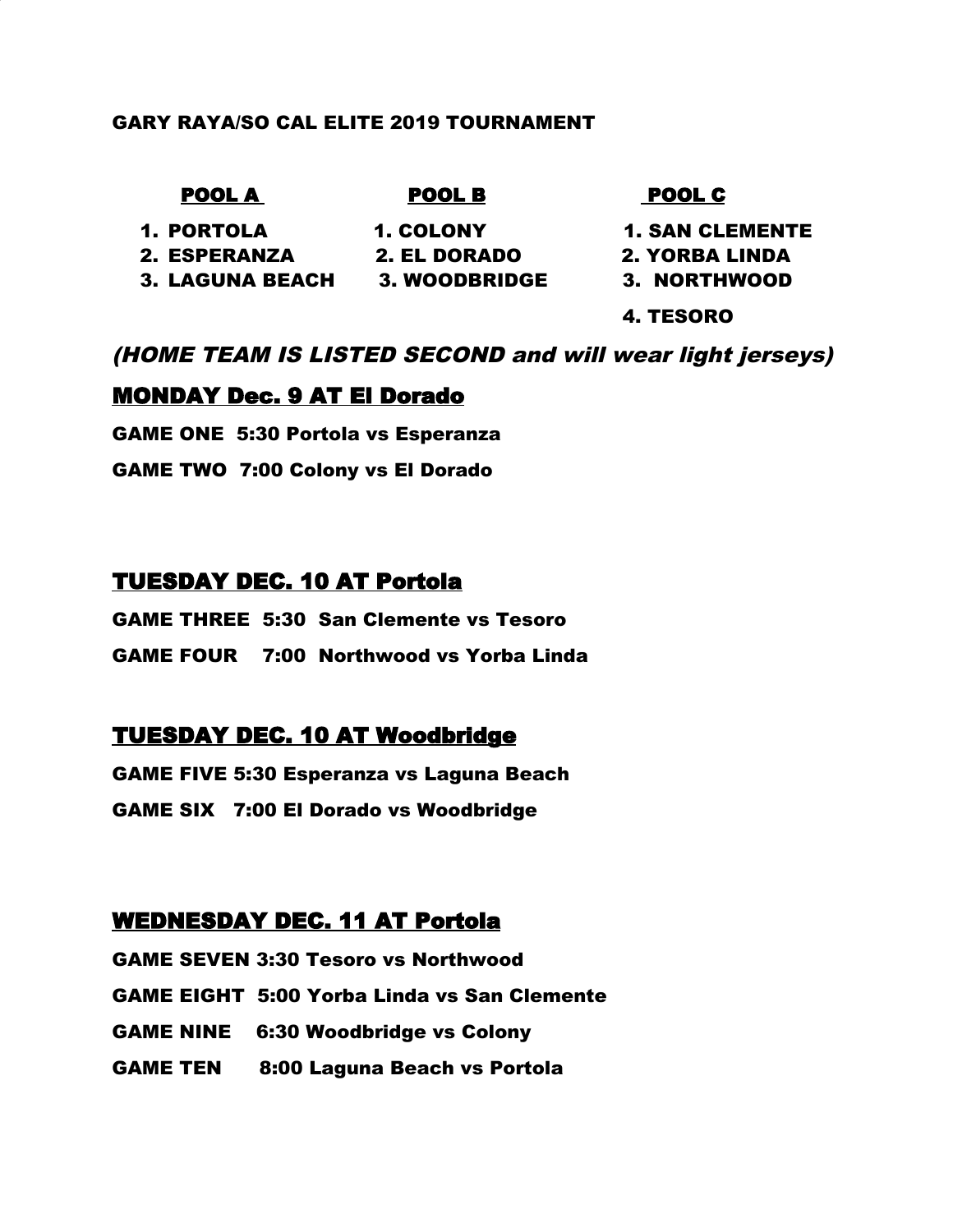**GARY RAYA/SO CAL ELITE 2019 TOURNAMENT**

| **POOL A** | **POOL B** | **POOL C** |
|---|---|---|
| 1. PORTOLA | 1. COLONY | 1. SAN CLEMENTE |
| 2. ESPERANZA | 2. EL DORADO | 2. YORBA LINDA |
| 3. LAGUNA BEACH | 3. WOODBRIDGE | 3. NORTHWOOD |
| | | 4. TESORO |

***(HOME TEAM IS LISTED SECOND and will wear light jerseys)***

## MONDAY Dec. 9 AT El Dorado

**GAME ONE 5:30 Portola vs Esperanza**

**GAME TWO 7:00 Colony vs El Dorado**

## TUESDAY DEC. 10 AT Portola

**GAME THREE 5:30 San Clemente vs Tesoro**

**GAME FOUR 7:00 Northwood vs Yorba Linda**

## TUESDAY DEC. 10 AT Woodbridge

**GAME FIVE 5:30 Esperanza vs Laguna Beach**

**GAME SIX 7:00 El Dorado vs Woodbridge**

## WEDNESDAY DEC. 11 AT Portola

**GAME SEVEN 3:30 Tesoro vs Northwood**

**GAME EIGHT 5:00 Yorba Linda vs San Clemente**

**GAME NINE 6:30 Woodbridge vs Colony**

**GAME TEN 8:00 Laguna Beach vs Portola**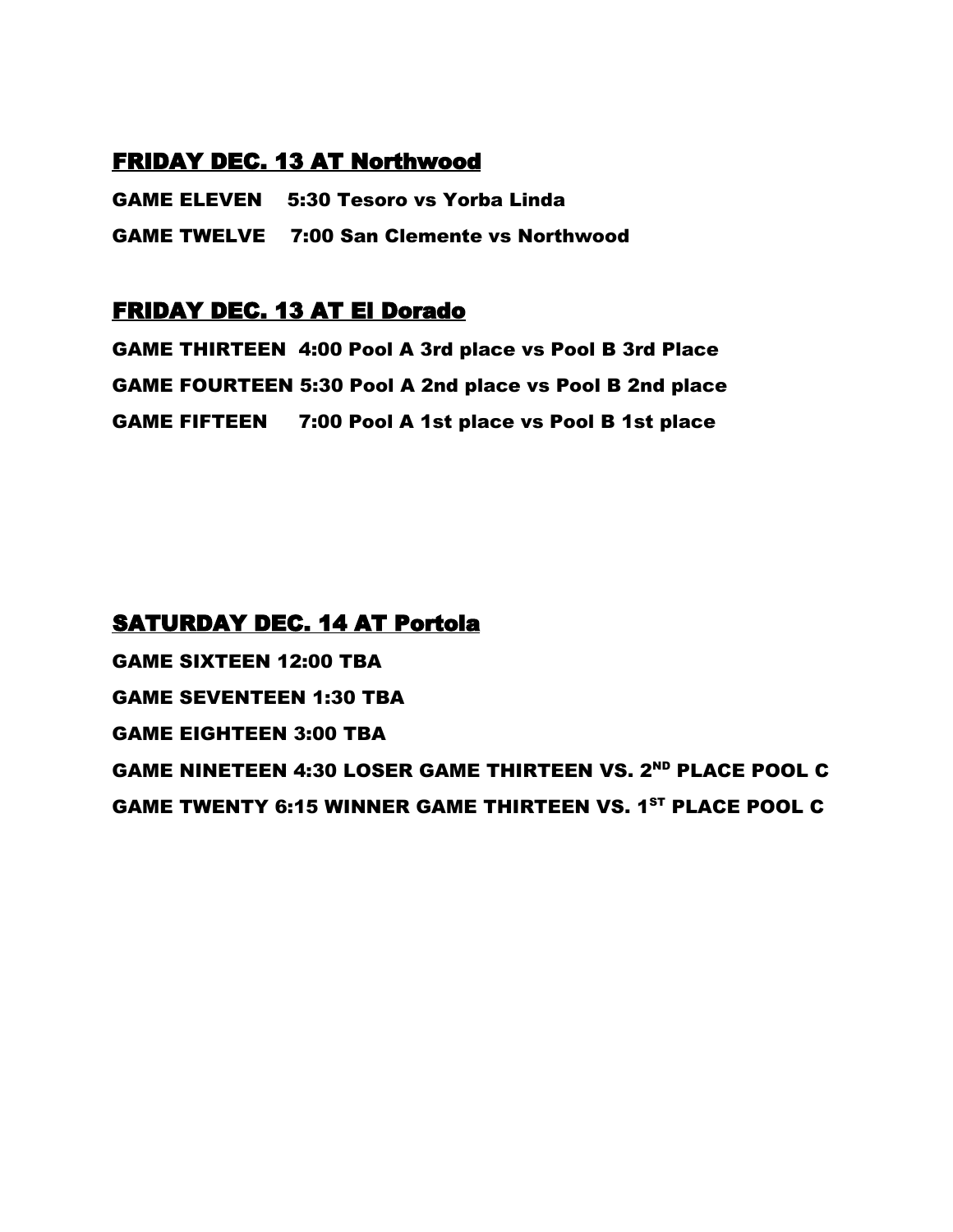## FRIDAY DEC. 13 AT Northwood

**GAME ELEVEN 5:30 Tesoro vs Yorba Linda**

**GAME TWELVE 7:00 San Clemente vs Northwood**

## FRIDAY DEC. 13 AT El Dorado

**GAME THIRTEEN 4:00 Pool A 3rd place vs Pool B 3rd Place**

**GAME FOURTEEN 5:30 Pool A 2nd place vs Pool B 2nd place**

**GAME FIFTEEN 7:00 Pool A 1st place vs Pool B 1st place**

## SATURDAY DEC. 14 AT Portola

**GAME SIXTEEN 12:00 TBA**

**GAME SEVENTEEN 1:30 TBA**

**GAME EIGHTEEN 3:00 TBA**

**GAME NINETEEN 4:30 LOSER GAME THIRTEEN VS. 2ND PLACE POOL C**

**GAME TWENTY 6:15 WINNER GAME THIRTEEN VS. 1ST PLACE POOL C**